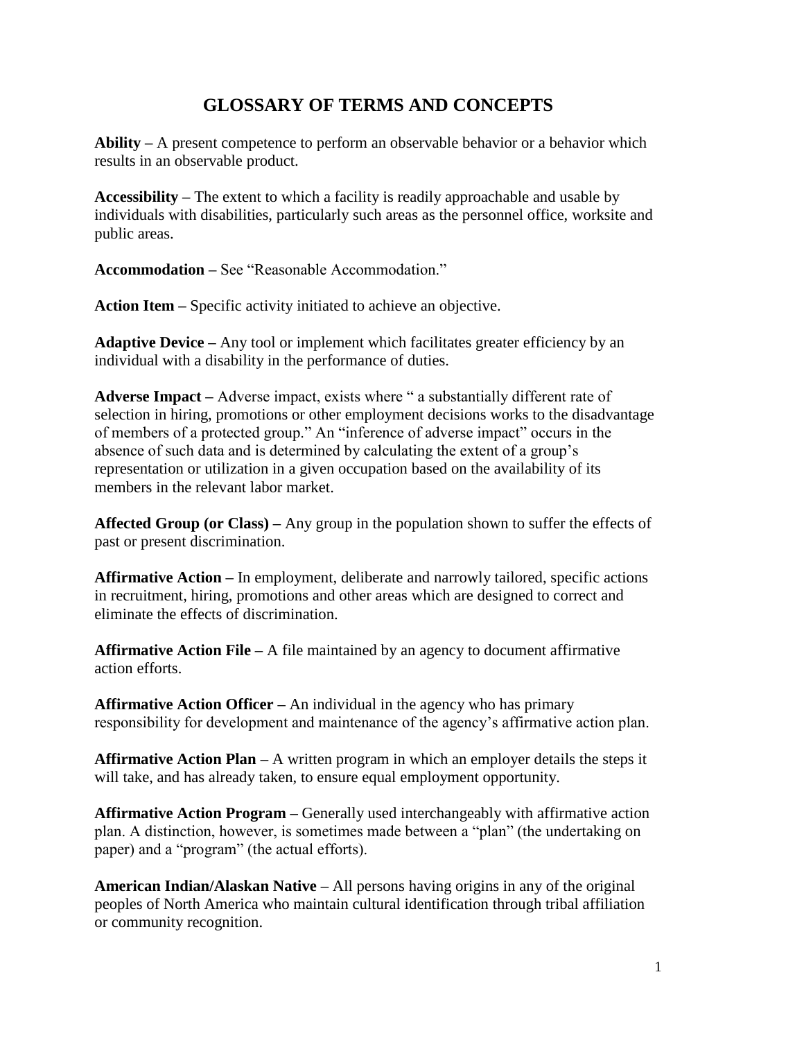# GLOSSARY OF TERMS AND CONCEPTS

**Ability –** A present competence to perform an observable behavior or a behavior which results in an observable product.

**Accessibility –** The extent to which a facility is readily approachable and usable by individuals with disabilities, particularly such areas as the personnel office, worksite and public areas.

**Accommodation –** See "Reasonable Accommodation."

**Action Item –** Specific activity initiated to achieve an objective.

**Adaptive Device –** Any tool or implement which facilitates greater efficiency by an individual with a disability in the performance of duties.

**Adverse Impact –** Adverse impact, exists where " a substantially different rate of selection in hiring, promotions or other employment decisions works to the disadvantage of members of a protected group." An "inference of adverse impact" occurs in the absence of such data and is determined by calculating the extent of a group's representation or utilization in a given occupation based on the availability of its members in the relevant labor market.

**Affected Group (or Class) –** Any group in the population shown to suffer the effects of past or present discrimination.

**Affirmative Action –** In employment, deliberate and narrowly tailored, specific actions in recruitment, hiring, promotions and other areas which are designed to correct and eliminate the effects of discrimination.

**Affirmative Action File –** A file maintained by an agency to document affirmative action efforts.

**Affirmative Action Officer –** An individual in the agency who has primary responsibility for development and maintenance of the agency's affirmative action plan.

**Affirmative Action Plan –** A written program in which an employer details the steps it will take, and has already taken, to ensure equal employment opportunity.

**Affirmative Action Program –** Generally used interchangeably with affirmative action plan. A distinction, however, is sometimes made between a "plan" (the undertaking on paper) and a "program" (the actual efforts).

**American Indian/Alaskan Native –** All persons having origins in any of the original peoples of North America who maintain cultural identification through tribal affiliation or community recognition.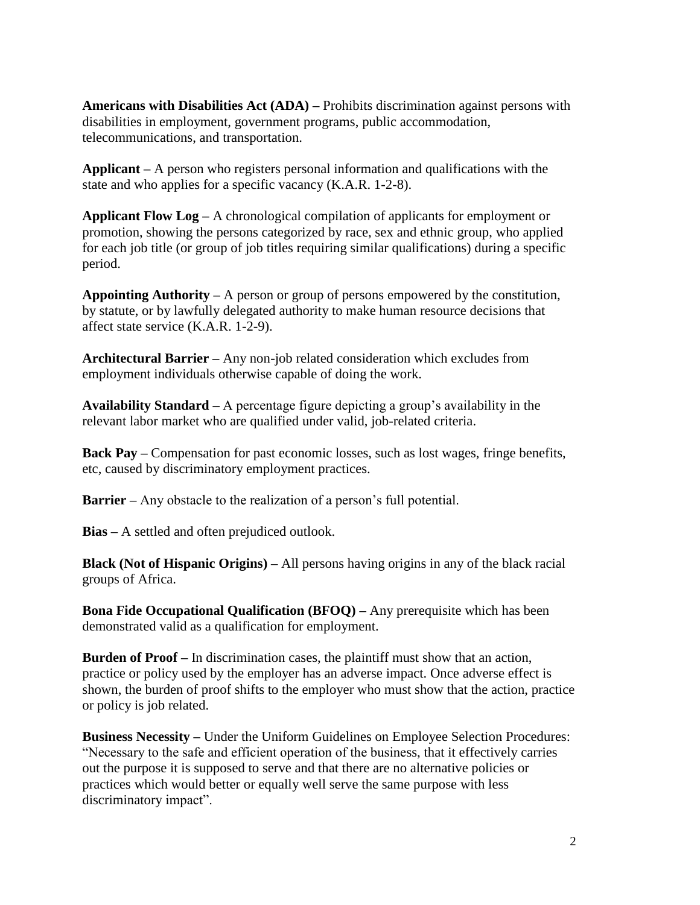**Americans with Disabilities Act (ADA) –** Prohibits discrimination against persons with disabilities in employment, government programs, public accommodation, telecommunications, and transportation.

**Applicant –** A person who registers personal information and qualifications with the state and who applies for a specific vacancy (K.A.R. 1-2-8).

**Applicant Flow Log –** A chronological compilation of applicants for employment or promotion, showing the persons categorized by race, sex and ethnic group, who applied for each job title (or group of job titles requiring similar qualifications) during a specific period.

**Appointing Authority –** A person or group of persons empowered by the constitution, by statute, or by lawfully delegated authority to make human resource decisions that affect state service (K.A.R. 1-2-9).

**Architectural Barrier –** Any non-job related consideration which excludes from employment individuals otherwise capable of doing the work.

**Availability Standard –** A percentage figure depicting a group's availability in the relevant labor market who are qualified under valid, job-related criteria.

**Back Pay –** Compensation for past economic losses, such as lost wages, fringe benefits, etc, caused by discriminatory employment practices.

**Barrier –** Any obstacle to the realization of a person's full potential.

**Bias –** A settled and often prejudiced outlook.

**Black (Not of Hispanic Origins) –** All persons having origins in any of the black racial groups of Africa.

**Bona Fide Occupational Qualification (BFOQ) –** Any prerequisite which has been demonstrated valid as a qualification for employment.

**Burden of Proof –** In discrimination cases, the plaintiff must show that an action, practice or policy used by the employer has an adverse impact. Once adverse effect is shown, the burden of proof shifts to the employer who must show that the action, practice or policy is job related.

**Business Necessity –** Under the Uniform Guidelines on Employee Selection Procedures: "Necessary to the safe and efficient operation of the business, that it effectively carries out the purpose it is supposed to serve and that there are no alternative policies or practices which would better or equally well serve the same purpose with less discriminatory impact".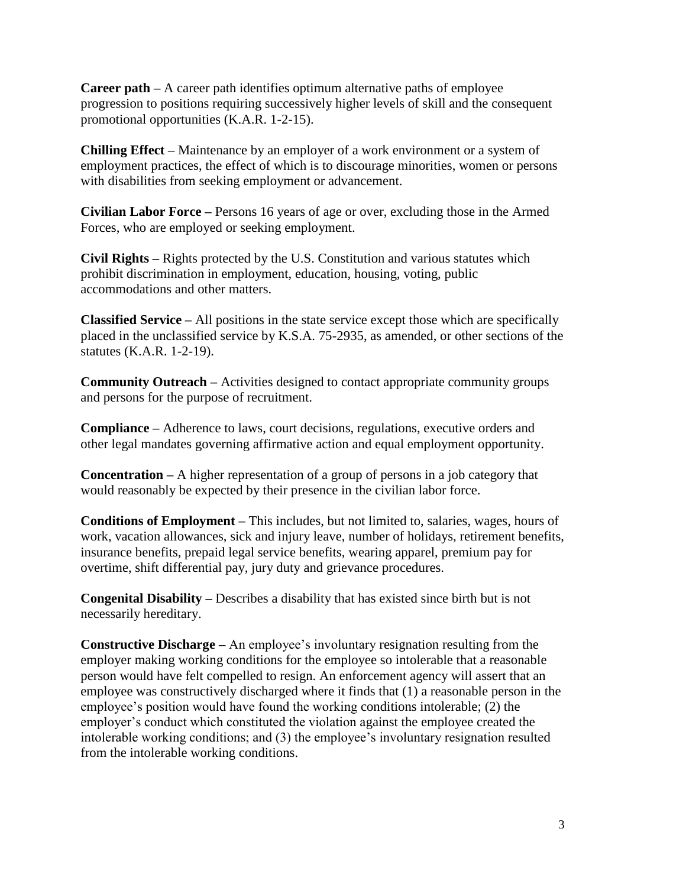**Career path –** A career path identifies optimum alternative paths of employee progression to positions requiring successively higher levels of skill and the consequent promotional opportunities (K.A.R. 1-2-15).

**Chilling Effect –** Maintenance by an employer of a work environment or a system of employment practices, the effect of which is to discourage minorities, women or persons with disabilities from seeking employment or advancement.

**Civilian Labor Force –** Persons 16 years of age or over, excluding those in the Armed Forces, who are employed or seeking employment.

**Civil Rights –** Rights protected by the U.S. Constitution and various statutes which prohibit discrimination in employment, education, housing, voting, public accommodations and other matters.

**Classified Service –** All positions in the state service except those which are specifically placed in the unclassified service by K.S.A. 75-2935, as amended, or other sections of the statutes (K.A.R. 1-2-19).

**Community Outreach –** Activities designed to contact appropriate community groups and persons for the purpose of recruitment.

**Compliance –** Adherence to laws, court decisions, regulations, executive orders and other legal mandates governing affirmative action and equal employment opportunity.

**Concentration –** A higher representation of a group of persons in a job category that would reasonably be expected by their presence in the civilian labor force.

**Conditions of Employment –** This includes, but not limited to, salaries, wages, hours of work, vacation allowances, sick and injury leave, number of holidays, retirement benefits, insurance benefits, prepaid legal service benefits, wearing apparel, premium pay for overtime, shift differential pay, jury duty and grievance procedures.

**Congenital Disability –** Describes a disability that has existed since birth but is not necessarily hereditary.

**Constructive Discharge –** An employee's involuntary resignation resulting from the employer making working conditions for the employee so intolerable that a reasonable person would have felt compelled to resign. An enforcement agency will assert that an employee was constructively discharged where it finds that (1) a reasonable person in the employee's position would have found the working conditions intolerable; (2) the employer's conduct which constituted the violation against the employee created the intolerable working conditions; and (3) the employee's involuntary resignation resulted from the intolerable working conditions.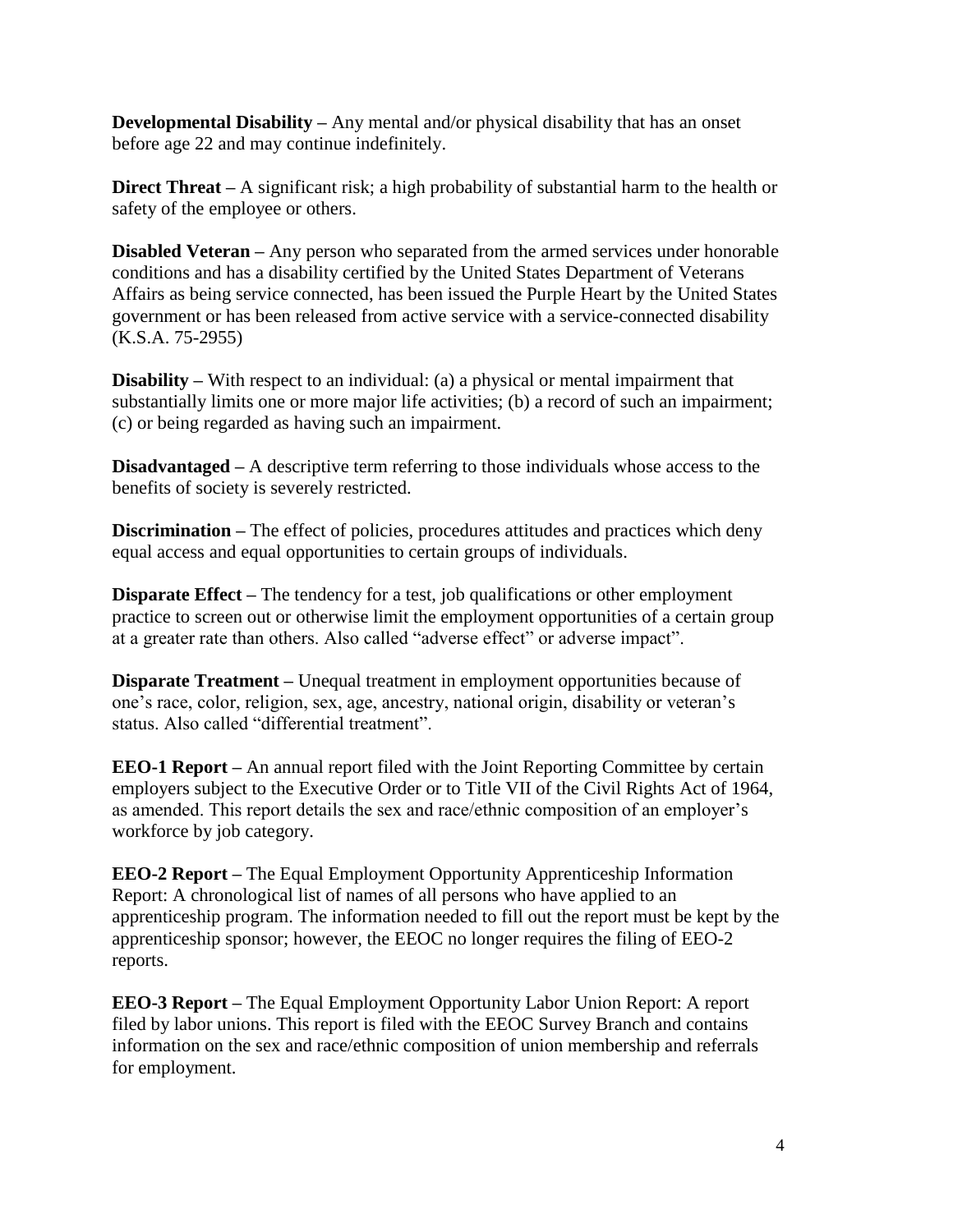**Developmental Disability –** Any mental and/or physical disability that has an onset before age 22 and may continue indefinitely.

**Direct Threat –** A significant risk; a high probability of substantial harm to the health or safety of the employee or others.

**Disabled Veteran –** Any person who separated from the armed services under honorable conditions and has a disability certified by the United States Department of Veterans Affairs as being service connected, has been issued the Purple Heart by the United States government or has been released from active service with a service-connected disability (K.S.A. 75-2955)

**Disability –** With respect to an individual: (a) a physical or mental impairment that substantially limits one or more major life activities; (b) a record of such an impairment; (c) or being regarded as having such an impairment.

**Disadvantaged –** A descriptive term referring to those individuals whose access to the benefits of society is severely restricted.

**Discrimination –** The effect of policies, procedures attitudes and practices which deny equal access and equal opportunities to certain groups of individuals.

**Disparate Effect –** The tendency for a test, job qualifications or other employment practice to screen out or otherwise limit the employment opportunities of a certain group at a greater rate than others. Also called "adverse effect" or adverse impact".

**Disparate Treatment –** Unequal treatment in employment opportunities because of one's race, color, religion, sex, age, ancestry, national origin, disability or veteran's status. Also called "differential treatment".

**EEO-1 Report –** An annual report filed with the Joint Reporting Committee by certain employers subject to the Executive Order or to Title VII of the Civil Rights Act of 1964, as amended. This report details the sex and race/ethnic composition of an employer's workforce by job category.

**EEO-2 Report –** The Equal Employment Opportunity Apprenticeship Information Report: A chronological list of names of all persons who have applied to an apprenticeship program. The information needed to fill out the report must be kept by the apprenticeship sponsor; however, the EEOC no longer requires the filing of EEO-2 reports.

**EEO-3 Report –** The Equal Employment Opportunity Labor Union Report: A report filed by labor unions. This report is filed with the EEOC Survey Branch and contains information on the sex and race/ethnic composition of union membership and referrals for employment.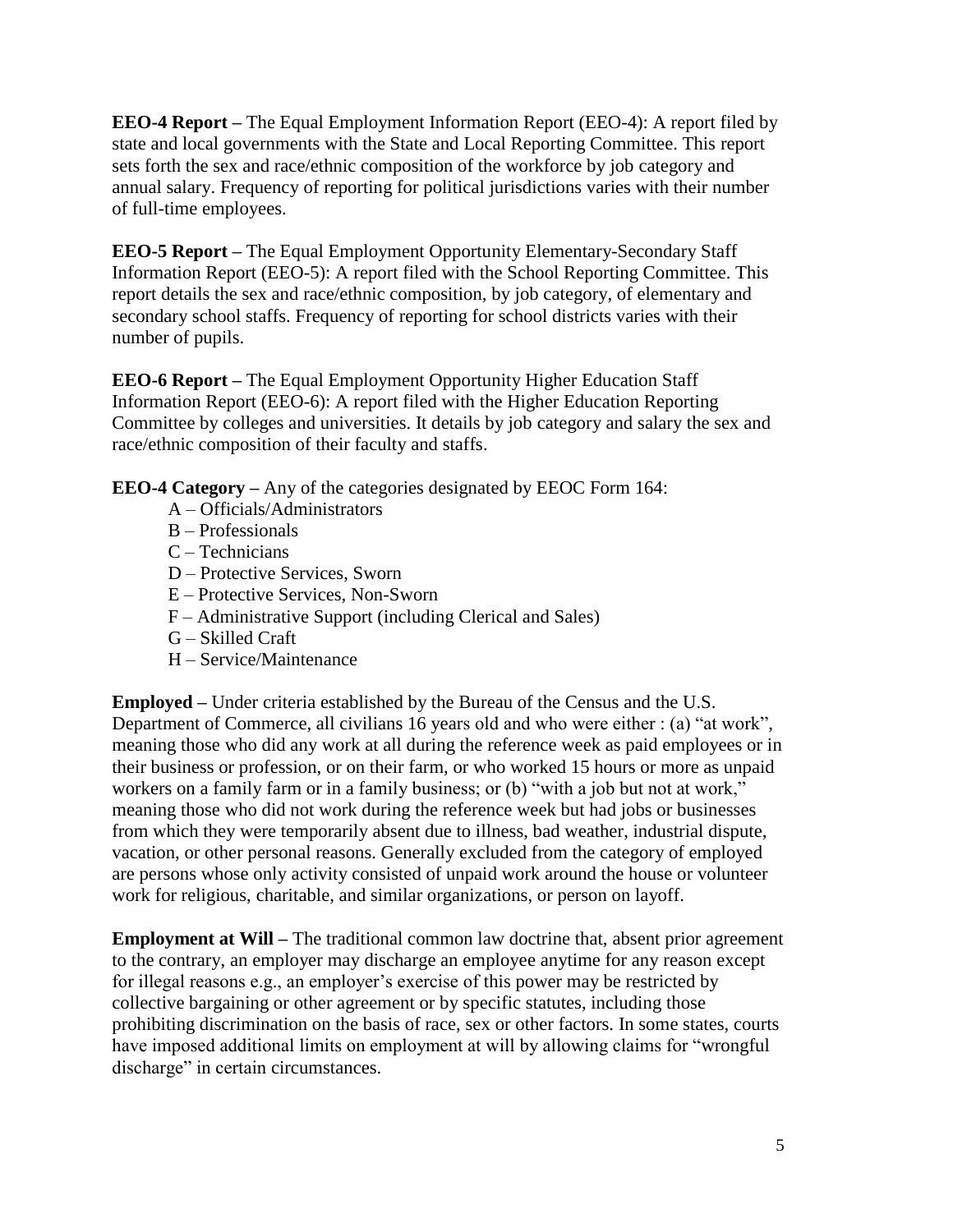**EEO-4 Report –** The Equal Employment Information Report (EEO-4): A report filed by state and local governments with the State and Local Reporting Committee. This report sets forth the sex and race/ethnic composition of the workforce by job category and annual salary. Frequency of reporting for political jurisdictions varies with their number of full-time employees.

**EEO-5 Report –** The Equal Employment Opportunity Elementary-Secondary Staff Information Report (EEO-5): A report filed with the School Reporting Committee. This report details the sex and race/ethnic composition, by job category, of elementary and secondary school staffs. Frequency of reporting for school districts varies with their number of pupils.

**EEO-6 Report –** The Equal Employment Opportunity Higher Education Staff Information Report (EEO-6): A report filed with the Higher Education Reporting Committee by colleges and universities. It details by job category and salary the sex and race/ethnic composition of their faculty and staffs.

**EEO-4 Category –** Any of the categories designated by EEOC Form 164:

- A – Officials/Administrators
- B – Professionals
- C – Technicians
- D – Protective Services, Sworn
- E – Protective Services, Non-Sworn
- F – Administrative Support (including Clerical and Sales)
- G – Skilled Craft
- H – Service/Maintenance

**Employed –** Under criteria established by the Bureau of the Census and the U.S. Department of Commerce, all civilians 16 years old and who were either : (a) "at work", meaning those who did any work at all during the reference week as paid employees or in their business or profession, or on their farm, or who worked 15 hours or more as unpaid workers on a family farm or in a family business; or (b) "with a job but not at work," meaning those who did not work during the reference week but had jobs or businesses from which they were temporarily absent due to illness, bad weather, industrial dispute, vacation, or other personal reasons. Generally excluded from the category of employed are persons whose only activity consisted of unpaid work around the house or volunteer work for religious, charitable, and similar organizations, or person on layoff.

**Employment at Will –** The traditional common law doctrine that, absent prior agreement to the contrary, an employer may discharge an employee anytime for any reason except for illegal reasons e.g., an employer's exercise of this power may be restricted by collective bargaining or other agreement or by specific statutes, including those prohibiting discrimination on the basis of race, sex or other factors. In some states, courts have imposed additional limits on employment at will by allowing claims for "wrongful discharge" in certain circumstances.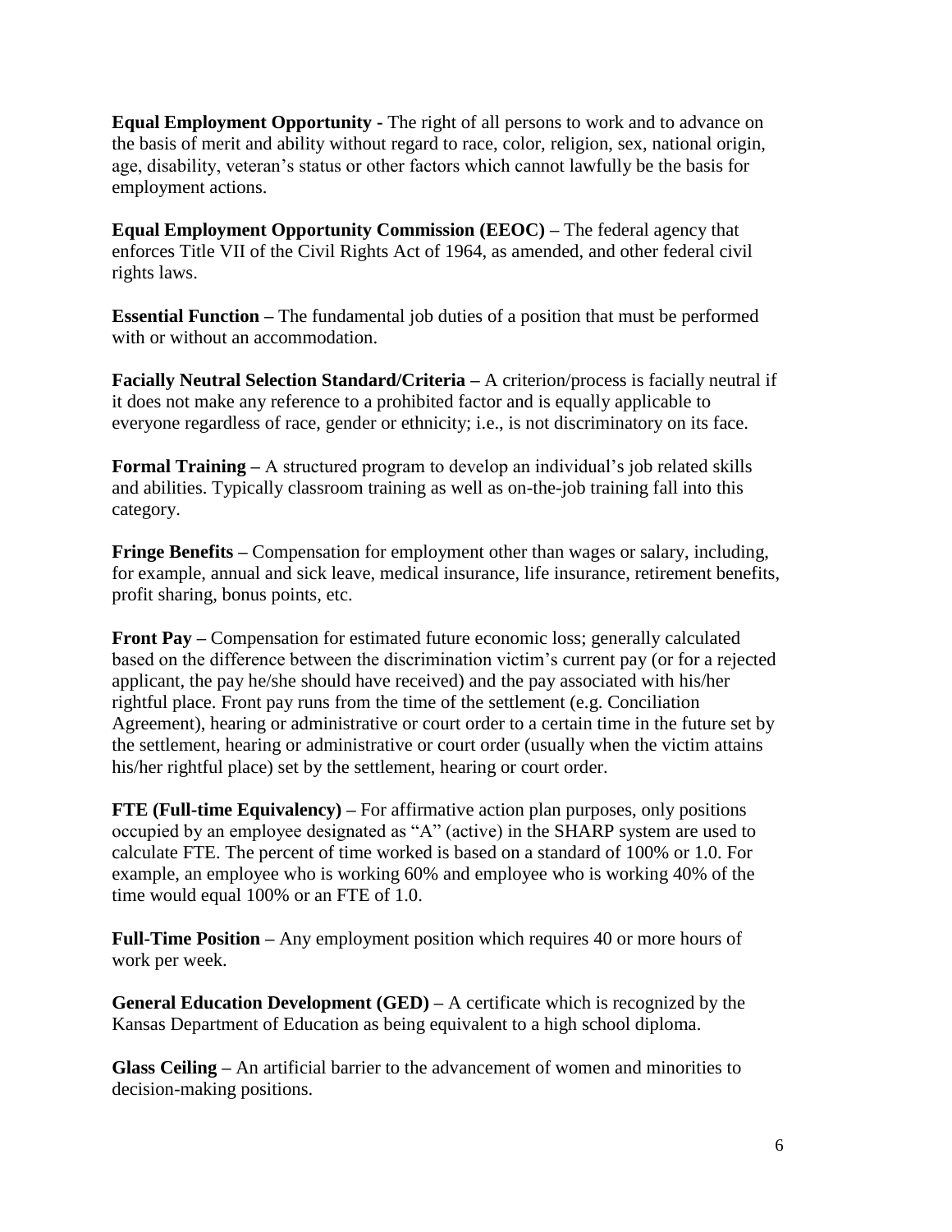**Equal Employment Opportunity -** The right of all persons to work and to advance on the basis of merit and ability without regard to race, color, religion, sex, national origin, age, disability, veteran's status or other factors which cannot lawfully be the basis for employment actions.

**Equal Employment Opportunity Commission (EEOC) –** The federal agency that enforces Title VII of the Civil Rights Act of 1964, as amended, and other federal civil rights laws.

**Essential Function –** The fundamental job duties of a position that must be performed with or without an accommodation.

**Facially Neutral Selection Standard/Criteria –** A criterion/process is facially neutral if it does not make any reference to a prohibited factor and is equally applicable to everyone regardless of race, gender or ethnicity; i.e., is not discriminatory on its face.

**Formal Training –** A structured program to develop an individual's job related skills and abilities. Typically classroom training as well as on-the-job training fall into this category.

**Fringe Benefits –** Compensation for employment other than wages or salary, including, for example, annual and sick leave, medical insurance, life insurance, retirement benefits, profit sharing, bonus points, etc.

**Front Pay –** Compensation for estimated future economic loss; generally calculated based on the difference between the discrimination victim's current pay (or for a rejected applicant, the pay he/she should have received) and the pay associated with his/her rightful place. Front pay runs from the time of the settlement (e.g. Conciliation Agreement), hearing or administrative or court order to a certain time in the future set by the settlement, hearing or administrative or court order (usually when the victim attains his/her rightful place) set by the settlement, hearing or court order.

**FTE (Full-time Equivalency) –** For affirmative action plan purposes, only positions occupied by an employee designated as "A" (active) in the SHARP system are used to calculate FTE. The percent of time worked is based on a standard of 100% or 1.0. For example, an employee who is working 60% and employee who is working 40% of the time would equal 100% or an FTE of 1.0.

**Full-Time Position –** Any employment position which requires 40 or more hours of work per week.

**General Education Development (GED) –** A certificate which is recognized by the Kansas Department of Education as being equivalent to a high school diploma.

**Glass Ceiling –** An artificial barrier to the advancement of women and minorities to decision-making positions.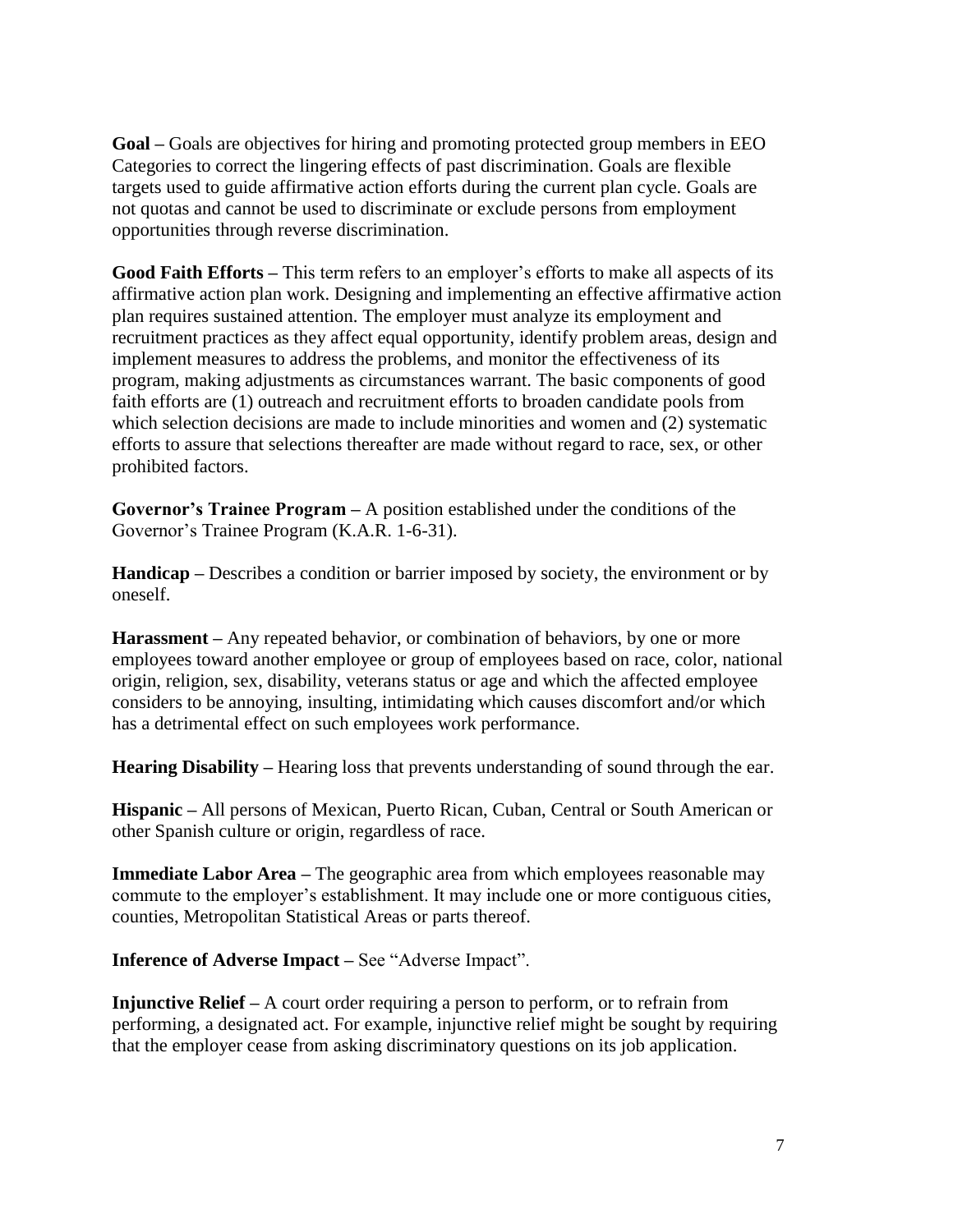**Goal –** Goals are objectives for hiring and promoting protected group members in EEO Categories to correct the lingering effects of past discrimination. Goals are flexible targets used to guide affirmative action efforts during the current plan cycle. Goals are not quotas and cannot be used to discriminate or exclude persons from employment opportunities through reverse discrimination.

**Good Faith Efforts –** This term refers to an employer's efforts to make all aspects of its affirmative action plan work. Designing and implementing an effective affirmative action plan requires sustained attention. The employer must analyze its employment and recruitment practices as they affect equal opportunity, identify problem areas, design and implement measures to address the problems, and monitor the effectiveness of its program, making adjustments as circumstances warrant. The basic components of good faith efforts are (1) outreach and recruitment efforts to broaden candidate pools from which selection decisions are made to include minorities and women and (2) systematic efforts to assure that selections thereafter are made without regard to race, sex, or other prohibited factors.

**Governor's Trainee Program –** A position established under the conditions of the Governor's Trainee Program (K.A.R. 1-6-31).

**Handicap –** Describes a condition or barrier imposed by society, the environment or by oneself.

**Harassment –** Any repeated behavior, or combination of behaviors, by one or more employees toward another employee or group of employees based on race, color, national origin, religion, sex, disability, veterans status or age and which the affected employee considers to be annoying, insulting, intimidating which causes discomfort and/or which has a detrimental effect on such employees work performance.

**Hearing Disability –** Hearing loss that prevents understanding of sound through the ear.

**Hispanic –** All persons of Mexican, Puerto Rican, Cuban, Central or South American or other Spanish culture or origin, regardless of race.

**Immediate Labor Area –** The geographic area from which employees reasonable may commute to the employer's establishment. It may include one or more contiguous cities, counties, Metropolitan Statistical Areas or parts thereof.

**Inference of Adverse Impact –** See "Adverse Impact".

**Injunctive Relief –** A court order requiring a person to perform, or to refrain from performing, a designated act. For example, injunctive relief might be sought by requiring that the employer cease from asking discriminatory questions on its job application.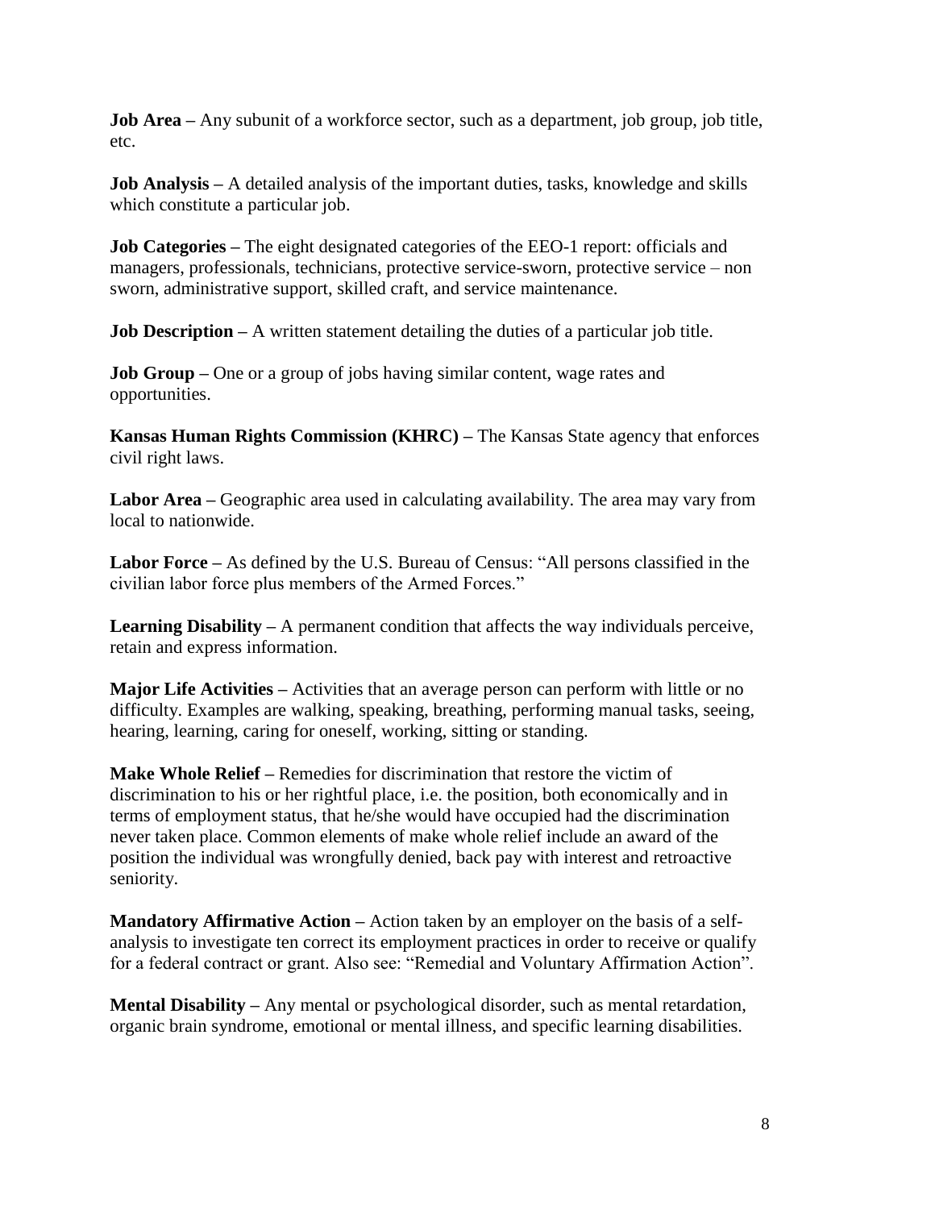**Job Area –** Any subunit of a workforce sector, such as a department, job group, job title, etc.

**Job Analysis –** A detailed analysis of the important duties, tasks, knowledge and skills which constitute a particular job.

**Job Categories –** The eight designated categories of the EEO-1 report: officials and managers, professionals, technicians, protective service-sworn, protective service – non sworn, administrative support, skilled craft, and service maintenance.

**Job Description –** A written statement detailing the duties of a particular job title.

**Job Group –** One or a group of jobs having similar content, wage rates and opportunities.

**Kansas Human Rights Commission (KHRC) –** The Kansas State agency that enforces civil right laws.

**Labor Area –** Geographic area used in calculating availability. The area may vary from local to nationwide.

**Labor Force –** As defined by the U.S. Bureau of Census: "All persons classified in the civilian labor force plus members of the Armed Forces."

**Learning Disability –** A permanent condition that affects the way individuals perceive, retain and express information.

**Major Life Activities –** Activities that an average person can perform with little or no difficulty. Examples are walking, speaking, breathing, performing manual tasks, seeing, hearing, learning, caring for oneself, working, sitting or standing.

**Make Whole Relief –** Remedies for discrimination that restore the victim of discrimination to his or her rightful place, i.e. the position, both economically and in terms of employment status, that he/she would have occupied had the discrimination never taken place. Common elements of make whole relief include an award of the position the individual was wrongfully denied, back pay with interest and retroactive seniority.

**Mandatory Affirmative Action –** Action taken by an employer on the basis of a self-analysis to investigate ten correct its employment practices in order to receive or qualify for a federal contract or grant. Also see: "Remedial and Voluntary Affirmation Action".

**Mental Disability –** Any mental or psychological disorder, such as mental retardation, organic brain syndrome, emotional or mental illness, and specific learning disabilities.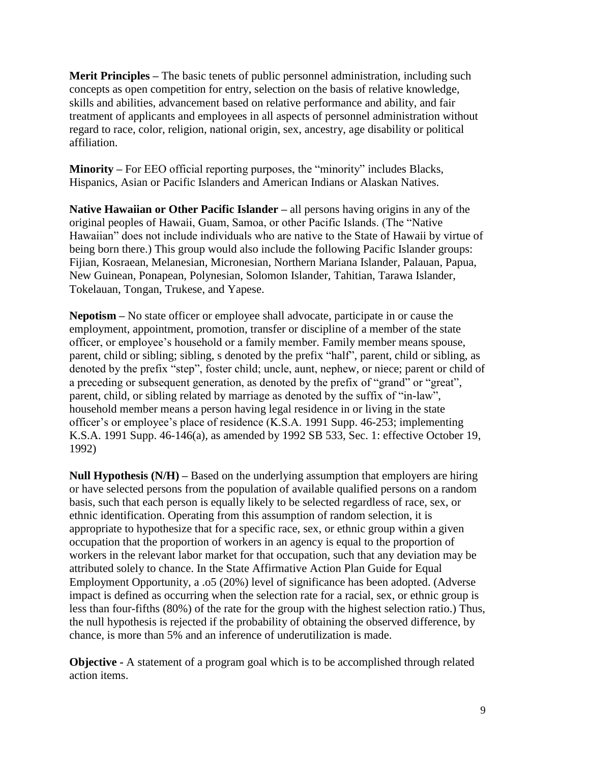**Merit Principles –** The basic tenets of public personnel administration, including such concepts as open competition for entry, selection on the basis of relative knowledge, skills and abilities, advancement based on relative performance and ability, and fair treatment of applicants and employees in all aspects of personnel administration without regard to race, color, religion, national origin, sex, ancestry, age disability or political affiliation.

**Minority –** For EEO official reporting purposes, the "minority" includes Blacks, Hispanics, Asian or Pacific Islanders and American Indians or Alaskan Natives.

**Native Hawaiian or Other Pacific Islander –** all persons having origins in any of the original peoples of Hawaii, Guam, Samoa, or other Pacific Islands. (The "Native Hawaiian" does not include individuals who are native to the State of Hawaii by virtue of being born there.) This group would also include the following Pacific Islander groups: Fijian, Kosraean, Melanesian, Micronesian, Northern Mariana Islander, Palauan, Papua, New Guinean, Ponapean, Polynesian, Solomon Islander, Tahitian, Tarawa Islander, Tokelauan, Tongan, Trukese, and Yapese.

**Nepotism –** No state officer or employee shall advocate, participate in or cause the employment, appointment, promotion, transfer or discipline of a member of the state officer, or employee's household or a family member. Family member means spouse, parent, child or sibling; sibling, s denoted by the prefix "half", parent, child or sibling, as denoted by the prefix "step", foster child; uncle, aunt, nephew, or niece; parent or child of a preceding or subsequent generation, as denoted by the prefix of "grand" or "great", parent, child, or sibling related by marriage as denoted by the suffix of "in-law", household member means a person having legal residence in or living in the state officer's or employee's place of residence (K.S.A. 1991 Supp. 46-253; implementing K.S.A. 1991 Supp. 46-146(a), as amended by 1992 SB 533, Sec. 1: effective October 19, 1992)

**Null Hypothesis (N/H) –** Based on the underlying assumption that employers are hiring or have selected persons from the population of available qualified persons on a random basis, such that each person is equally likely to be selected regardless of race, sex, or ethnic identification. Operating from this assumption of random selection, it is appropriate to hypothesize that for a specific race, sex, or ethnic group within a given occupation that the proportion of workers in an agency is equal to the proportion of workers in the relevant labor market for that occupation, such that any deviation may be attributed solely to chance. In the State Affirmative Action Plan Guide for Equal Employment Opportunity, a .o5 (20%) level of significance has been adopted. (Adverse impact is defined as occurring when the selection rate for a racial, sex, or ethnic group is less than four-fifths (80%) of the rate for the group with the highest selection ratio.) Thus, the null hypothesis is rejected if the probability of obtaining the observed difference, by chance, is more than 5% and an inference of underutilization is made.

**Objective -** A statement of a program goal which is to be accomplished through related action items.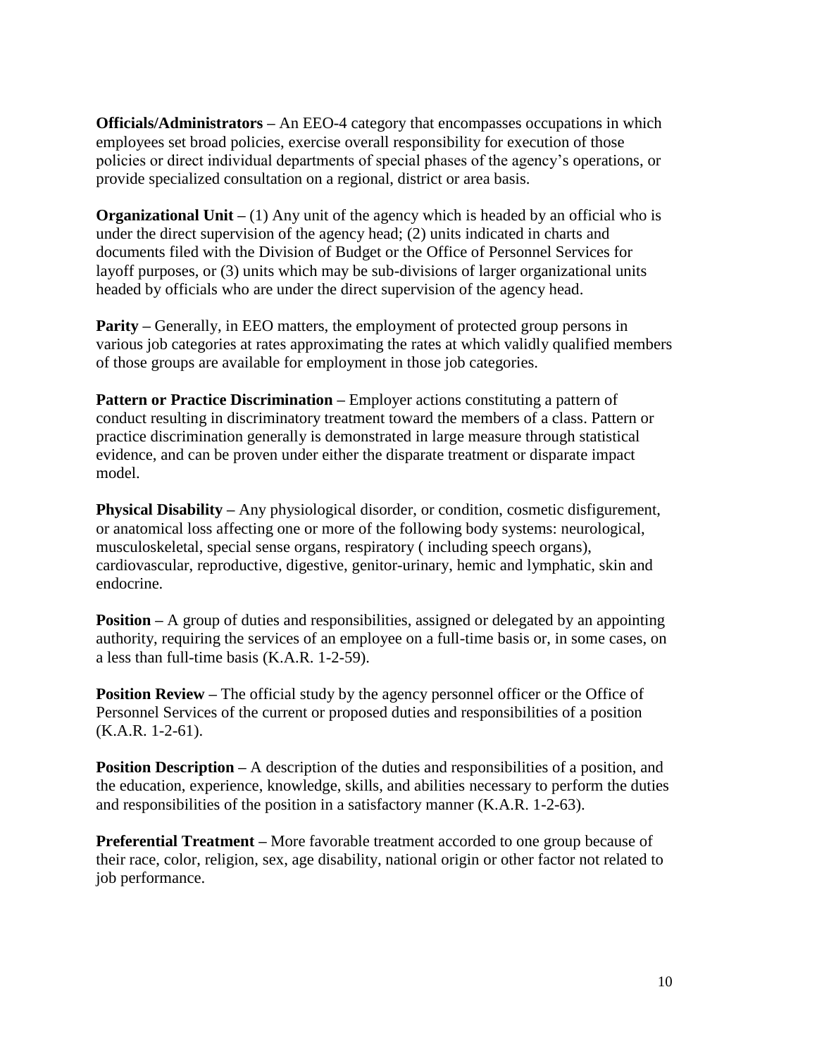**Officials/Administrators –** An EEO-4 category that encompasses occupations in which employees set broad policies, exercise overall responsibility for execution of those policies or direct individual departments of special phases of the agency's operations, or provide specialized consultation on a regional, district or area basis.

**Organizational Unit –** (1) Any unit of the agency which is headed by an official who is under the direct supervision of the agency head; (2) units indicated in charts and documents filed with the Division of Budget or the Office of Personnel Services for layoff purposes, or (3) units which may be sub-divisions of larger organizational units headed by officials who are under the direct supervision of the agency head.

**Parity –** Generally, in EEO matters, the employment of protected group persons in various job categories at rates approximating the rates at which validly qualified members of those groups are available for employment in those job categories.

**Pattern or Practice Discrimination –** Employer actions constituting a pattern of conduct resulting in discriminatory treatment toward the members of a class. Pattern or practice discrimination generally is demonstrated in large measure through statistical evidence, and can be proven under either the disparate treatment or disparate impact model.

**Physical Disability –** Any physiological disorder, or condition, cosmetic disfigurement, or anatomical loss affecting one or more of the following body systems: neurological, musculoskeletal, special sense organs, respiratory ( including speech organs), cardiovascular, reproductive, digestive, genitor-urinary, hemic and lymphatic, skin and endocrine.

**Position –** A group of duties and responsibilities, assigned or delegated by an appointing authority, requiring the services of an employee on a full-time basis or, in some cases, on a less than full-time basis (K.A.R. 1-2-59).

**Position Review –** The official study by the agency personnel officer or the Office of Personnel Services of the current or proposed duties and responsibilities of a position (K.A.R. 1-2-61).

**Position Description –** A description of the duties and responsibilities of a position, and the education, experience, knowledge, skills, and abilities necessary to perform the duties and responsibilities of the position in a satisfactory manner (K.A.R. 1-2-63).

**Preferential Treatment –** More favorable treatment accorded to one group because of their race, color, religion, sex, age disability, national origin or other factor not related to job performance.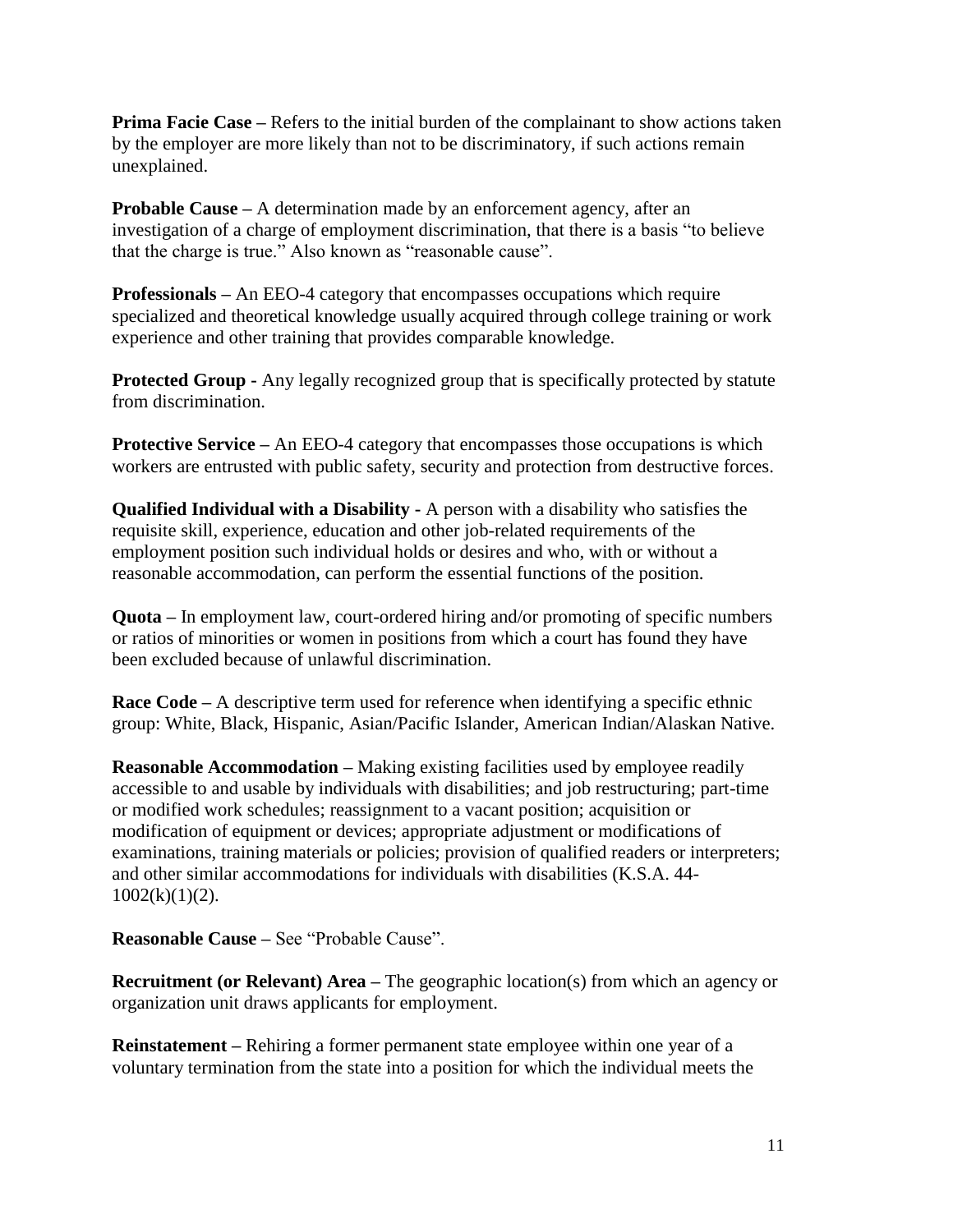**Prima Facie Case –** Refers to the initial burden of the complainant to show actions taken by the employer are more likely than not to be discriminatory, if such actions remain unexplained.

**Probable Cause –** A determination made by an enforcement agency, after an investigation of a charge of employment discrimination, that there is a basis "to believe that the charge is true." Also known as "reasonable cause".

**Professionals –** An EEO-4 category that encompasses occupations which require specialized and theoretical knowledge usually acquired through college training or work experience and other training that provides comparable knowledge.

**Protected Group -** Any legally recognized group that is specifically protected by statute from discrimination.

**Protective Service –** An EEO-4 category that encompasses those occupations is which workers are entrusted with public safety, security and protection from destructive forces.

**Qualified Individual with a Disability -** A person with a disability who satisfies the requisite skill, experience, education and other job-related requirements of the employment position such individual holds or desires and who, with or without a reasonable accommodation, can perform the essential functions of the position.

**Quota –** In employment law, court-ordered hiring and/or promoting of specific numbers or ratios of minorities or women in positions from which a court has found they have been excluded because of unlawful discrimination.

**Race Code –** A descriptive term used for reference when identifying a specific ethnic group: White, Black, Hispanic, Asian/Pacific Islander, American Indian/Alaskan Native.

**Reasonable Accommodation –** Making existing facilities used by employee readily accessible to and usable by individuals with disabilities; and job restructuring; part-time or modified work schedules; reassignment to a vacant position; acquisition or modification of equipment or devices; appropriate adjustment or modifications of examinations, training materials or policies; provision of qualified readers or interpreters; and other similar accommodations for individuals with disabilities (K.S.A. 44-1002(k)(1)(2).

**Reasonable Cause –** See "Probable Cause".

**Recruitment (or Relevant) Area –** The geographic location(s) from which an agency or organization unit draws applicants for employment.

**Reinstatement –** Rehiring a former permanent state employee within one year of a voluntary termination from the state into a position for which the individual meets the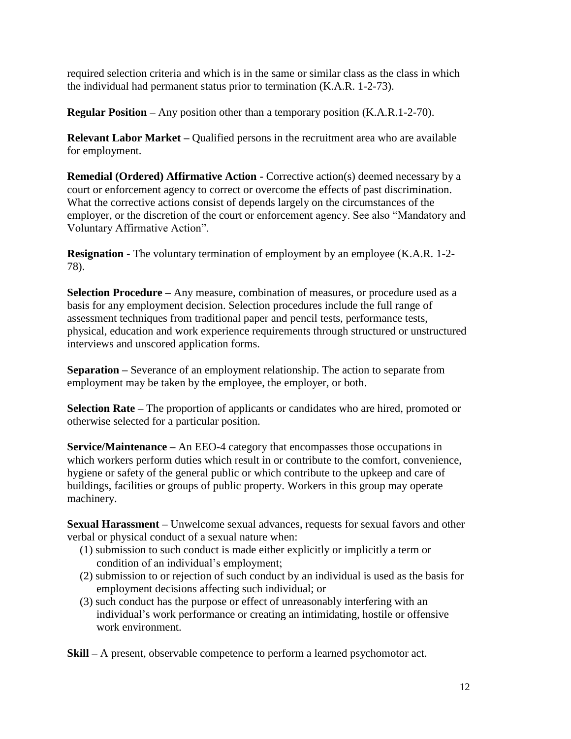required selection criteria and which is in the same or similar class as the class in which the individual had permanent status prior to termination (K.A.R. 1-2-73).

**Regular Position –** Any position other than a temporary position (K.A.R.1-2-70).

**Relevant Labor Market –** Qualified persons in the recruitment area who are available for employment.

**Remedial (Ordered) Affirmative Action -** Corrective action(s) deemed necessary by a court or enforcement agency to correct or overcome the effects of past discrimination. What the corrective actions consist of depends largely on the circumstances of the employer, or the discretion of the court or enforcement agency. See also "Mandatory and Voluntary Affirmative Action".

**Resignation -** The voluntary termination of employment by an employee (K.A.R. 1-2-78).

**Selection Procedure –** Any measure, combination of measures, or procedure used as a basis for any employment decision. Selection procedures include the full range of assessment techniques from traditional paper and pencil tests, performance tests, physical, education and work experience requirements through structured or unstructured interviews and unscored application forms.

**Separation –** Severance of an employment relationship. The action to separate from employment may be taken by the employee, the employer, or both.

**Selection Rate –** The proportion of applicants or candidates who are hired, promoted or otherwise selected for a particular position.

**Service/Maintenance –** An EEO-4 category that encompasses those occupations in which workers perform duties which result in or contribute to the comfort, convenience, hygiene or safety of the general public or which contribute to the upkeep and care of buildings, facilities or groups of public property. Workers in this group may operate machinery.

**Sexual Harassment –** Unwelcome sexual advances, requests for sexual favors and other verbal or physical conduct of a sexual nature when:

(1) submission to such conduct is made either explicitly or implicitly a term or condition of an individual's employment;
(2) submission to or rejection of such conduct by an individual is used as the basis for employment decisions affecting such individual; or
(3) such conduct has the purpose or effect of unreasonably interfering with an individual's work performance or creating an intimidating, hostile or offensive work environment.

**Skill –** A present, observable competence to perform a learned psychomotor act.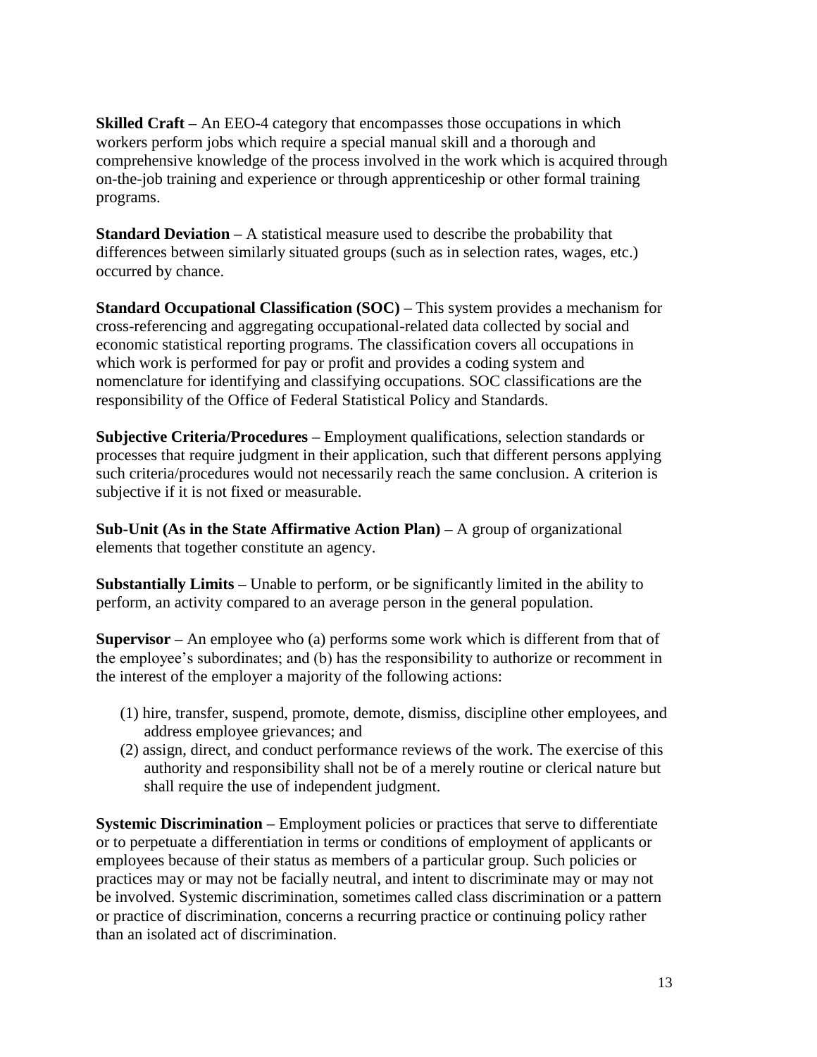**Skilled Craft –** An EEO-4 category that encompasses those occupations in which workers perform jobs which require a special manual skill and a thorough and comprehensive knowledge of the process involved in the work which is acquired through on-the-job training and experience or through apprenticeship or other formal training programs.

**Standard Deviation –** A statistical measure used to describe the probability that differences between similarly situated groups (such as in selection rates, wages, etc.) occurred by chance.

**Standard Occupational Classification (SOC) –** This system provides a mechanism for cross-referencing and aggregating occupational-related data collected by social and economic statistical reporting programs. The classification covers all occupations in which work is performed for pay or profit and provides a coding system and nomenclature for identifying and classifying occupations. SOC classifications are the responsibility of the Office of Federal Statistical Policy and Standards.

**Subjective Criteria/Procedures –** Employment qualifications, selection standards or processes that require judgment in their application, such that different persons applying such criteria/procedures would not necessarily reach the same conclusion. A criterion is subjective if it is not fixed or measurable.

**Sub-Unit (As in the State Affirmative Action Plan) –** A group of organizational elements that together constitute an agency.

**Substantially Limits –** Unable to perform, or be significantly limited in the ability to perform, an activity compared to an average person in the general population.

**Supervisor –** An employee who (a) performs some work which is different from that of the employee's subordinates; and (b) has the responsibility to authorize or recomment in the interest of the employer a majority of the following actions:

(1) hire, transfer, suspend, promote, demote, dismiss, discipline other employees, and address employee grievances; and
(2) assign, direct, and conduct performance reviews of the work. The exercise of this authority and responsibility shall not be of a merely routine or clerical nature but shall require the use of independent judgment.

**Systemic Discrimination –** Employment policies or practices that serve to differentiate or to perpetuate a differentiation in terms or conditions of employment of applicants or employees because of their status as members of a particular group. Such policies or practices may or may not be facially neutral, and intent to discriminate may or may not be involved. Systemic discrimination, sometimes called class discrimination or a pattern or practice of discrimination, concerns a recurring practice or continuing policy rather than an isolated act of discrimination.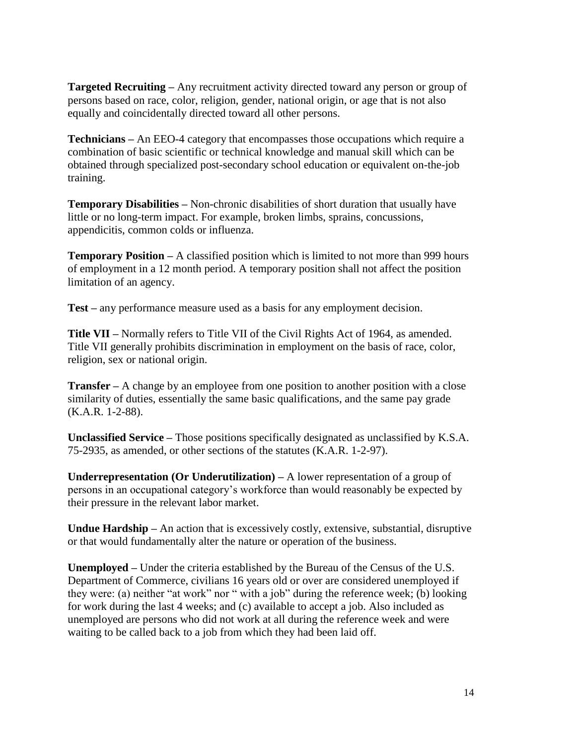**Targeted Recruiting –** Any recruitment activity directed toward any person or group of persons based on race, color, religion, gender, national origin, or age that is not also equally and coincidentally directed toward all other persons.

**Technicians –** An EEO-4 category that encompasses those occupations which require a combination of basic scientific or technical knowledge and manual skill which can be obtained through specialized post-secondary school education or equivalent on-the-job training.

**Temporary Disabilities –** Non-chronic disabilities of short duration that usually have little or no long-term impact. For example, broken limbs, sprains, concussions, appendicitis, common colds or influenza.

**Temporary Position –** A classified position which is limited to not more than 999 hours of employment in a 12 month period. A temporary position shall not affect the position limitation of an agency.

**Test –** any performance measure used as a basis for any employment decision.

**Title VII –** Normally refers to Title VII of the Civil Rights Act of 1964, as amended. Title VII generally prohibits discrimination in employment on the basis of race, color, religion, sex or national origin.

**Transfer –** A change by an employee from one position to another position with a close similarity of duties, essentially the same basic qualifications, and the same pay grade (K.A.R. 1-2-88).

**Unclassified Service –** Those positions specifically designated as unclassified by K.S.A. 75-2935, as amended, or other sections of the statutes (K.A.R. 1-2-97).

**Underrepresentation (Or Underutilization) –** A lower representation of a group of persons in an occupational category's workforce than would reasonably be expected by their pressure in the relevant labor market.

**Undue Hardship –** An action that is excessively costly, extensive, substantial, disruptive or that would fundamentally alter the nature or operation of the business.

**Unemployed –** Under the criteria established by the Bureau of the Census of the U.S. Department of Commerce, civilians 16 years old or over are considered unemployed if they were: (a) neither "at work" nor " with a job" during the reference week; (b) looking for work during the last 4 weeks; and (c) available to accept a job. Also included as unemployed are persons who did not work at all during the reference week and were waiting to be called back to a job from which they had been laid off.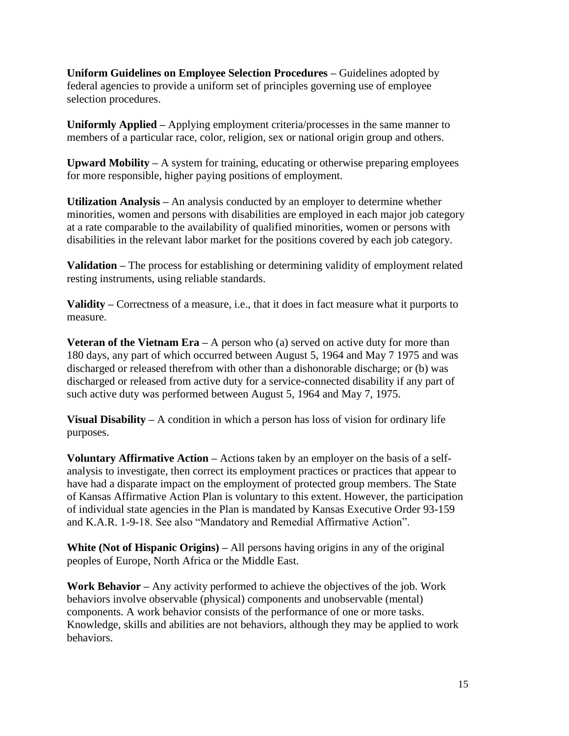**Uniform Guidelines on Employee Selection Procedures –** Guidelines adopted by federal agencies to provide a uniform set of principles governing use of employee selection procedures.

**Uniformly Applied –** Applying employment criteria/processes in the same manner to members of a particular race, color, religion, sex or national origin group and others.

**Upward Mobility –** A system for training, educating or otherwise preparing employees for more responsible, higher paying positions of employment.

**Utilization Analysis –** An analysis conducted by an employer to determine whether minorities, women and persons with disabilities are employed in each major job category at a rate comparable to the availability of qualified minorities, women or persons with disabilities in the relevant labor market for the positions covered by each job category.

**Validation –** The process for establishing or determining validity of employment related resting instruments, using reliable standards.

**Validity –** Correctness of a measure, i.e., that it does in fact measure what it purports to measure.

**Veteran of the Vietnam Era –** A person who (a) served on active duty for more than 180 days, any part of which occurred between August 5, 1964 and May 7 1975 and was discharged or released therefrom with other than a dishonorable discharge; or (b) was discharged or released from active duty for a service-connected disability if any part of such active duty was performed between August 5, 1964 and May 7, 1975.

**Visual Disability –** A condition in which a person has loss of vision for ordinary life purposes.

**Voluntary Affirmative Action –** Actions taken by an employer on the basis of a self-analysis to investigate, then correct its employment practices or practices that appear to have had a disparate impact on the employment of protected group members. The State of Kansas Affirmative Action Plan is voluntary to this extent. However, the participation of individual state agencies in the Plan is mandated by Kansas Executive Order 93-159 and K.A.R. 1-9-18. See also "Mandatory and Remedial Affirmative Action".

**White (Not of Hispanic Origins) –** All persons having origins in any of the original peoples of Europe, North Africa or the Middle East.

**Work Behavior –** Any activity performed to achieve the objectives of the job. Work behaviors involve observable (physical) components and unobservable (mental) components. A work behavior consists of the performance of one or more tasks. Knowledge, skills and abilities are not behaviors, although they may be applied to work behaviors.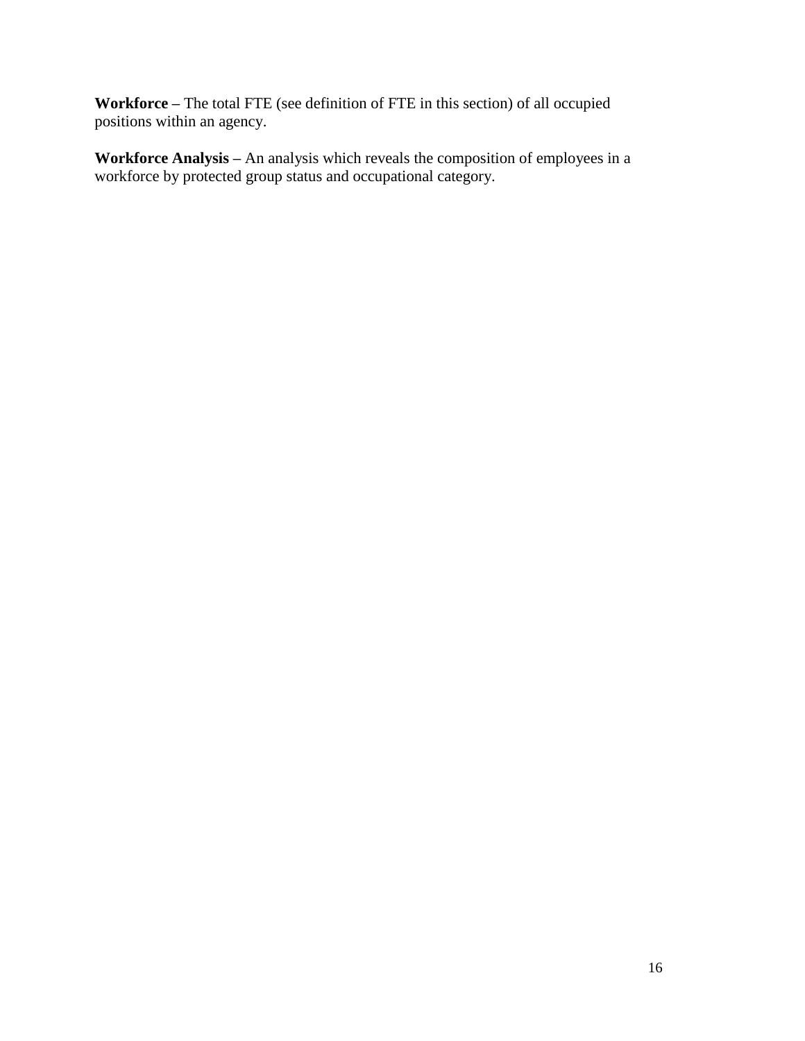**Workforce –** The total FTE (see definition of FTE in this section) of all occupied positions within an agency.

**Workforce Analysis –** An analysis which reveals the composition of employees in a workforce by protected group status and occupational category.